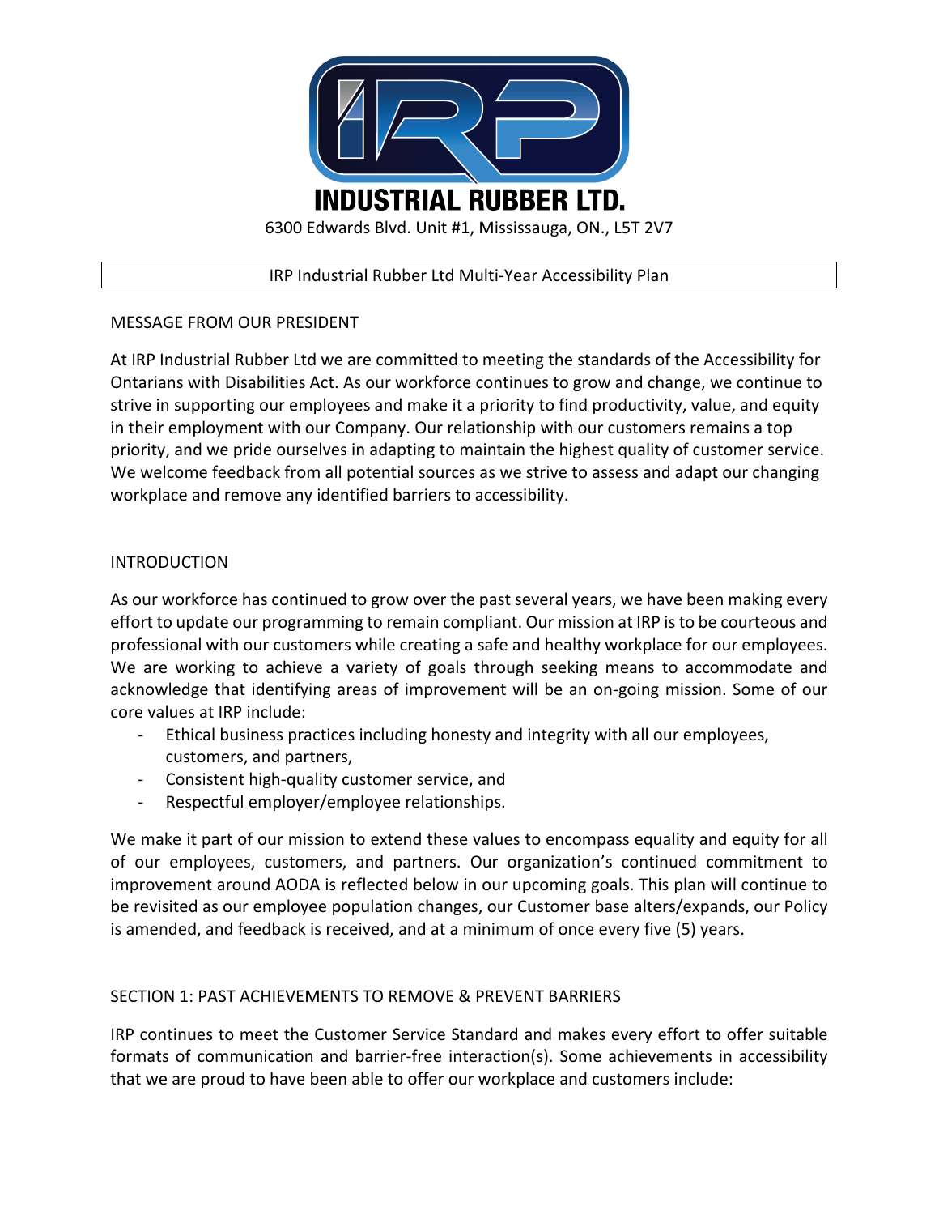# INDUSTRIAL RUBBER LTD.

6300 Edwards Blvd. Unit #1, Mississauga, ON., L5T 2V7

## IRP Industrial Rubber Ltd Multi-Year Accessibility Plan

### MESSAGE FROM OUR PRESIDENT

At IRP Industrial Rubber Ltd we are committed to meeting the standards of the Accessibility for Ontarians with Disabilities Act. As our workforce continues to grow and change, we continue to strive in supporting our employees and make it a priority to find productivity, value, and equity in their employment with our Company. Our relationship with our customers remains a top priority, and we pride ourselves in adapting to maintain the highest quality of customer service. We welcome feedback from all potential sources as we strive to assess and adapt our changing workplace and remove any identified barriers to accessibility.

### INTRODUCTION

As our workforce has continued to grow over the past several years, we have been making every effort to update our programming to remain compliant. Our mission at IRP is to be courteous and professional with our customers while creating a safe and healthy workplace for our employees. We are working to achieve a variety of goals through seeking means to accommodate and acknowledge that identifying areas of improvement will be an on-going mission. Some of our core values at IRP include:

- Ethical business practices including honesty and integrity with all our employees, customers, and partners,
- Consistent high-quality customer service, and
- Respectful employer/employee relationships.

We make it part of our mission to extend these values to encompass equality and equity for all of our employees, customers, and partners. Our organization's continued commitment to improvement around AODA is reflected below in our upcoming goals. This plan will continue to be revisited as our employee population changes, our Customer base alters/expands, our Policy is amended, and feedback is received, and at a minimum of once every five (5) years.

### SECTION 1: PAST ACHIEVEMENTS TO REMOVE & PREVENT BARRIERS

IRP continues to meet the Customer Service Standard and makes every effort to offer suitable formats of communication and barrier-free interaction(s). Some achievements in accessibility that we are proud to have been able to offer our workplace and customers include: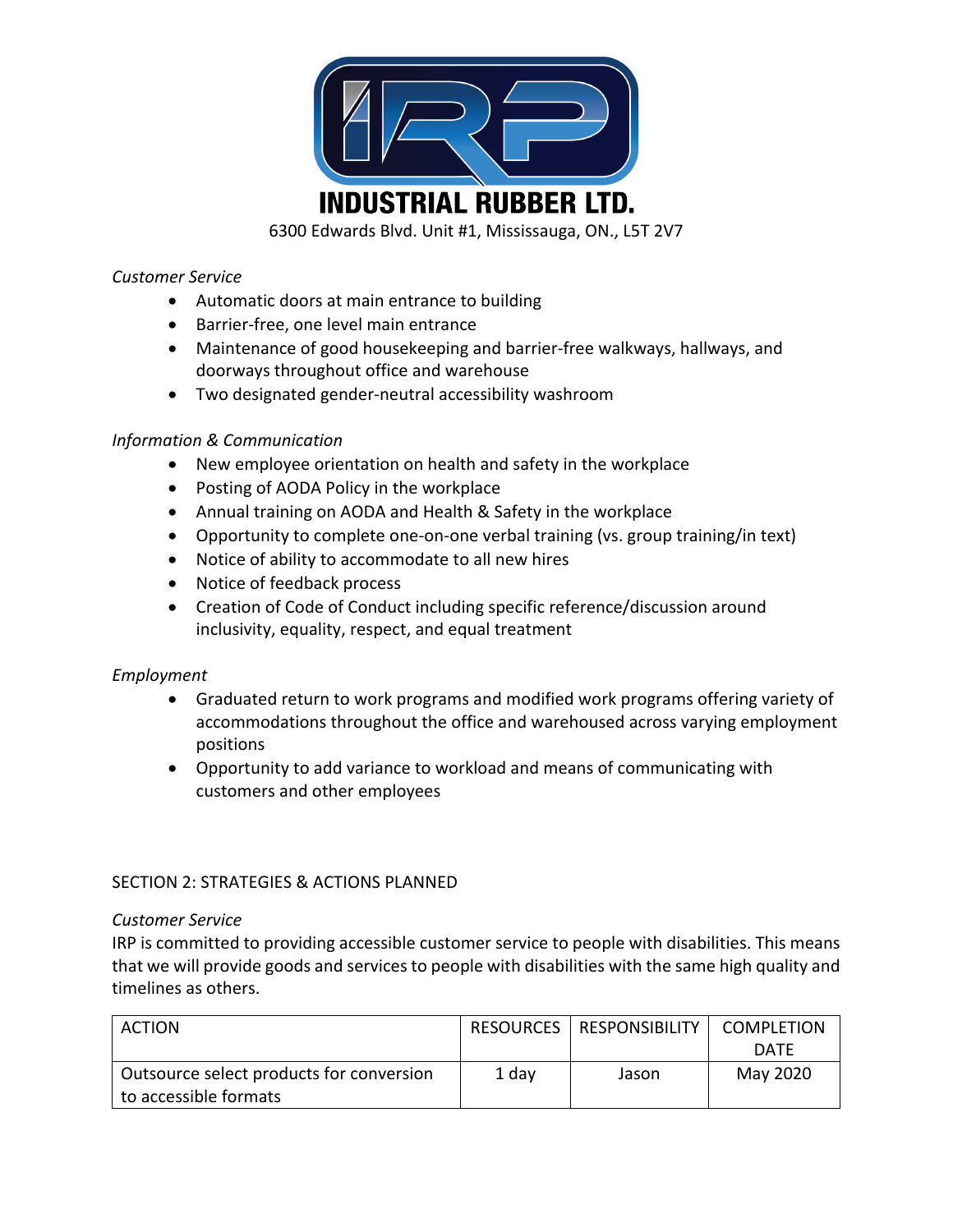INDUSTRIAL RUBBER LTD.

6300 Edwards Blvd. Unit #1, Mississauga, ON., L5T 2V7

*Customer Service*

- Automatic doors at main entrance to building
- Barrier-free, one level main entrance
- Maintenance of good housekeeping and barrier-free walkways, hallways, and doorways throughout office and warehouse
- Two designated gender-neutral accessibility washroom

*Information & Communication*

- New employee orientation on health and safety in the workplace
- Posting of AODA Policy in the workplace
- Annual training on AODA and Health & Safety in the workplace
- Opportunity to complete one-on-one verbal training (vs. group training/in text)
- Notice of ability to accommodate to all new hires
- Notice of feedback process
- Creation of Code of Conduct including specific reference/discussion around inclusivity, equality, respect, and equal treatment

*Employment*

- Graduated return to work programs and modified work programs offering variety of accommodations throughout the office and warehoused across varying employment positions
- Opportunity to add variance to workload and means of communicating with customers and other employees

SECTION 2: STRATEGIES & ACTIONS PLANNED

*Customer Service*

IRP is committed to providing accessible customer service to people with disabilities. This means that we will provide goods and services to people with disabilities with the same high quality and timelines as others.

| ACTION | RESOURCES | RESPONSIBILITY | COMPLETION DATE |
|---|---|---|---|
| Outsource select products for conversion to accessible formats | 1 day | Jason | May 2020 |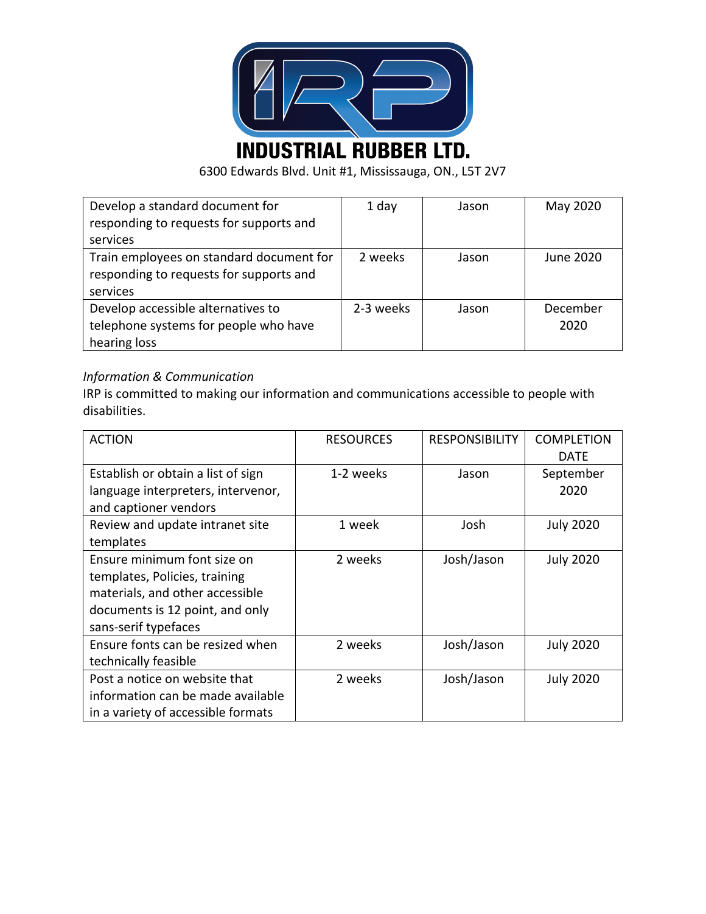# INDUSTRIAL RUBBER LTD.

6300 Edwards Blvd. Unit #1, Mississauga, ON., L5T 2V7

| | | | |
|---|---|---|---|
| Develop a standard document for responding to requests for supports and services | 1 day | Jason | May 2020 |
| Train employees on standard document for responding to requests for supports and services | 2 weeks | Jason | June 2020 |
| Develop accessible alternatives to telephone systems for people who have hearing loss | 2-3 weeks | Jason | December 2020 |

*Information & Communication*

IRP is committed to making our information and communications accessible to people with disabilities.

| ACTION | RESOURCES | RESPONSIBILITY | COMPLETION DATE |
|---|---|---|---|
| Establish or obtain a list of sign language interpreters, intervenor, and captioner vendors | 1-2 weeks | Jason | September 2020 |
| Review and update intranet site templates | 1 week | Josh | July 2020 |
| Ensure minimum font size on templates, Policies, training materials, and other accessible documents is 12 point, and only sans-serif typefaces | 2 weeks | Josh/Jason | July 2020 |
| Ensure fonts can be resized when technically feasible | 2 weeks | Josh/Jason | July 2020 |
| Post a notice on website that information can be made available in a variety of accessible formats | 2 weeks | Josh/Jason | July 2020 |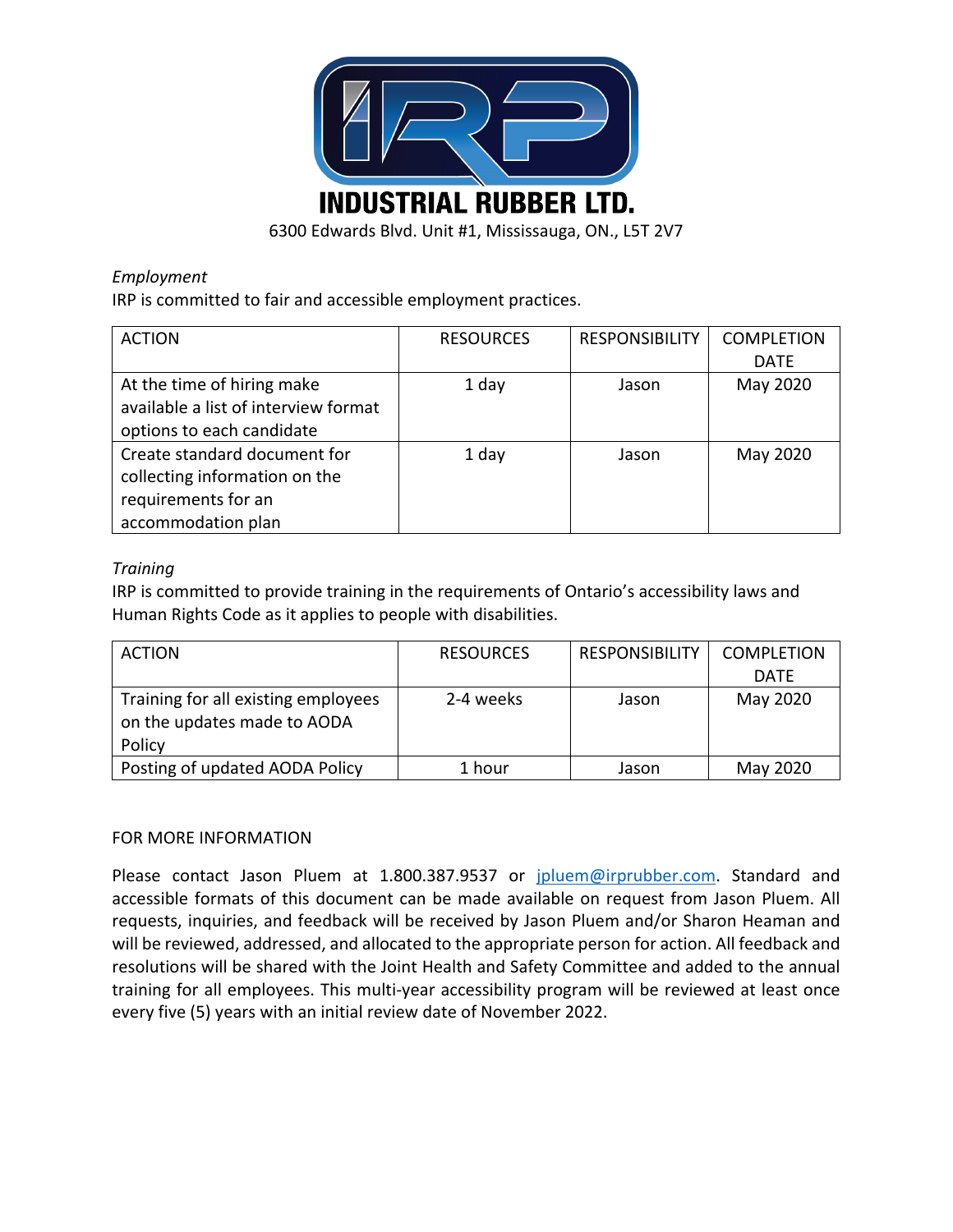**INDUSTRIAL RUBBER LTD.**

6300 Edwards Blvd. Unit #1, Mississauga, ON., L5T 2V7

*Employment*

IRP is committed to fair and accessible employment practices.

| ACTION | RESOURCES | RESPONSIBILITY | COMPLETION DATE |
|---|---|---|---|
| At the time of hiring make available a list of interview format options to each candidate | 1 day | Jason | May 2020 |
| Create standard document for collecting information on the requirements for an accommodation plan | 1 day | Jason | May 2020 |

*Training*

IRP is committed to provide training in the requirements of Ontario's accessibility laws and Human Rights Code as it applies to people with disabilities.

| ACTION | RESOURCES | RESPONSIBILITY | COMPLETION DATE |
|---|---|---|---|
| Training for all existing employees on the updates made to AODA Policy | 2-4 weeks | Jason | May 2020 |
| Posting of updated AODA Policy | 1 hour | Jason | May 2020 |

FOR MORE INFORMATION

Please contact Jason Pluem at 1.800.387.9537 or jpluem@irprubber.com. Standard and accessible formats of this document can be made available on request from Jason Pluem. All requests, inquiries, and feedback will be received by Jason Pluem and/or Sharon Heaman and will be reviewed, addressed, and allocated to the appropriate person for action. All feedback and resolutions will be shared with the Joint Health and Safety Committee and added to the annual training for all employees. This multi-year accessibility program will be reviewed at least once every five (5) years with an initial review date of November 2022.